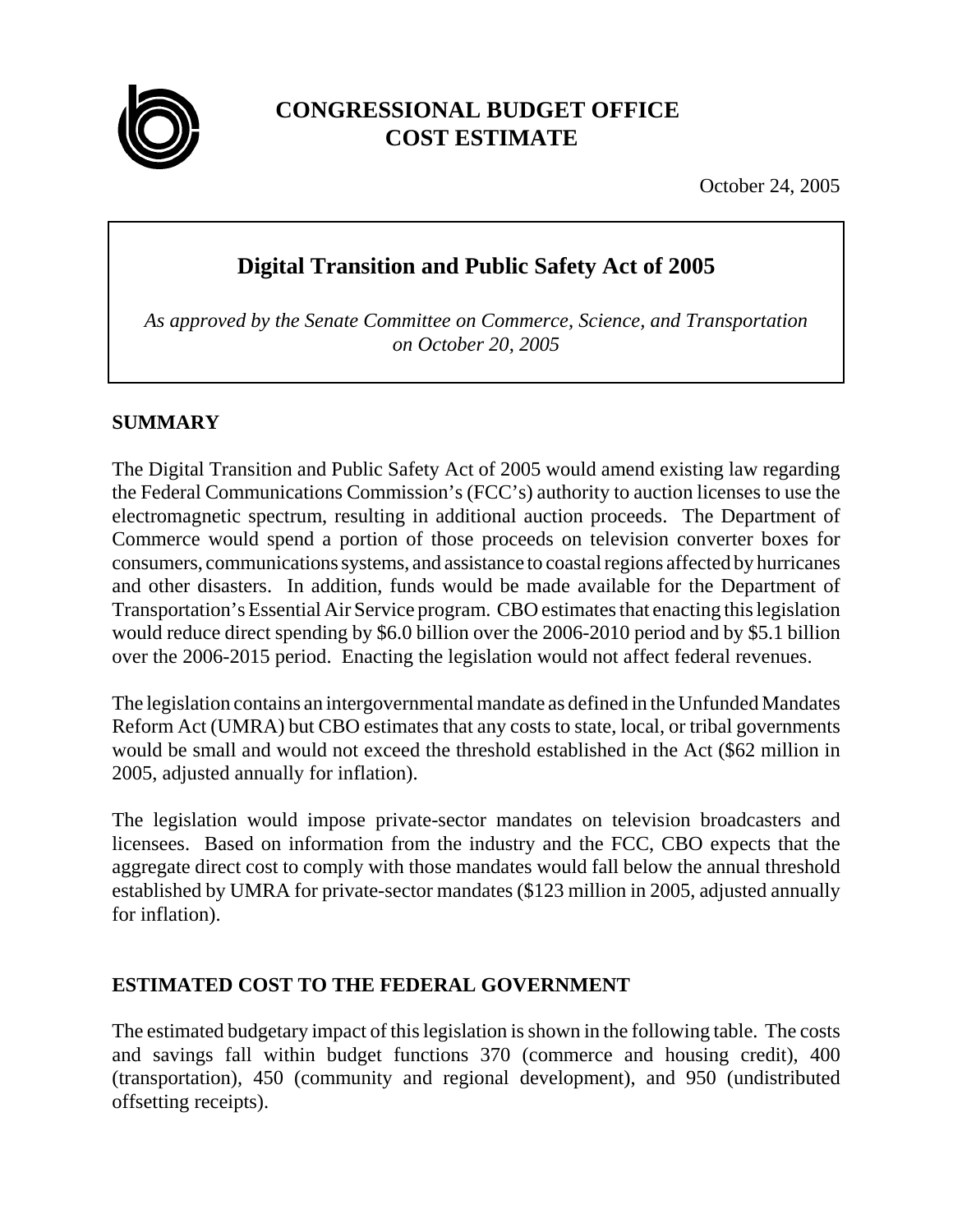# CONGRESSIONAL BUDGET OFFICE COST ESTIMATE

October 24, 2005

## Digital Transition and Public Safety Act of 2005

*As approved by the Senate Committee on Commerce, Science, and Transportation on October 20, 2005*

### SUMMARY

The Digital Transition and Public Safety Act of 2005 would amend existing law regarding the Federal Communications Commission's (FCC's) authority to auction licenses to use the electromagnetic spectrum, resulting in additional auction proceeds. The Department of Commerce would spend a portion of those proceeds on television converter boxes for consumers, communications systems, and assistance to coastal regions affected by hurricanes and other disasters. In addition, funds would be made available for the Department of Transportation's Essential Air Service program. CBO estimates that enacting this legislation would reduce direct spending by $6.0 billion over the 2006-2010 period and by $5.1 billion over the 2006-2015 period. Enacting the legislation would not affect federal revenues.

The legislation contains an intergovernmental mandate as defined in the Unfunded Mandates Reform Act (UMRA) but CBO estimates that any costs to state, local, or tribal governments would be small and would not exceed the threshold established in the Act ($62 million in 2005, adjusted annually for inflation).

The legislation would impose private-sector mandates on television broadcasters and licensees. Based on information from the industry and the FCC, CBO expects that the aggregate direct cost to comply with those mandates would fall below the annual threshold established by UMRA for private-sector mandates ($123 million in 2005, adjusted annually for inflation).

### ESTIMATED COST TO THE FEDERAL GOVERNMENT

The estimated budgetary impact of this legislation is shown in the following table. The costs and savings fall within budget functions 370 (commerce and housing credit), 400 (transportation), 450 (community and regional development), and 950 (undistributed offsetting receipts).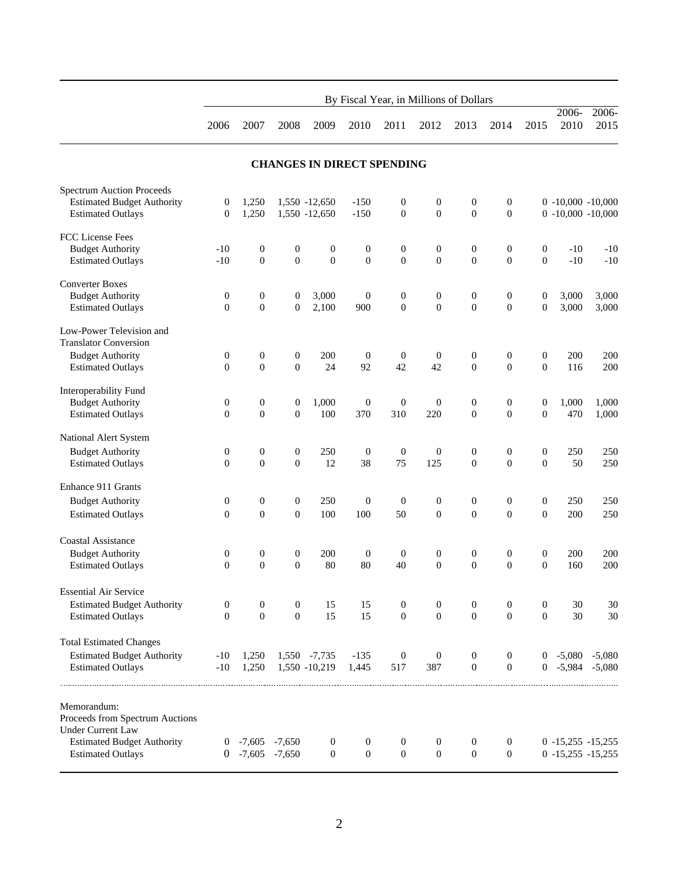| | By Fiscal Year, in Millions of Dollars | | | | | | | | | | | |
|---|---|---|---|---|---|---|---|---|---|---|---|---|
| | 2006 | 2007 | 2008 | 2009 | 2010 | 2011 | 2012 | 2013 | 2014 | 2015 | 2006-2010 | 2006-2015 |
| **CHANGES IN DIRECT SPENDING** | | | | | | | | | | | | |
| Spectrum Auction Proceeds | | | | | | | | | | | | |
| Estimated Budget Authority | 0 | 1,250 | 1,550 | -12,650 | -150 | 0 | 0 | 0 | 0 | 0 | -10,000 | -10,000 |
| Estimated Outlays | 0 | 1,250 | 1,550 | -12,650 | -150 | 0 | 0 | 0 | 0 | 0 | -10,000 | -10,000 |
| FCC License Fees | | | | | | | | | | | | |
| Budget Authority | -10 | 0 | 0 | 0 | 0 | 0 | 0 | 0 | 0 | 0 | -10 | -10 |
| Estimated Outlays | -10 | 0 | 0 | 0 | 0 | 0 | 0 | 0 | 0 | 0 | -10 | -10 |
| Converter Boxes | | | | | | | | | | | | |
| Budget Authority | 0 | 0 | 0 | 3,000 | 0 | 0 | 0 | 0 | 0 | 0 | 3,000 | 3,000 |
| Estimated Outlays | 0 | 0 | 0 | 2,100 | 900 | 0 | 0 | 0 | 0 | 0 | 3,000 | 3,000 |
| Low-Power Television and Translator Conversion | | | | | | | | | | | | |
| Budget Authority | 0 | 0 | 0 | 200 | 0 | 0 | 0 | 0 | 0 | 0 | 200 | 200 |
| Estimated Outlays | 0 | 0 | 0 | 24 | 92 | 42 | 42 | 0 | 0 | 0 | 116 | 200 |
| Interoperability Fund | | | | | | | | | | | | |
| Budget Authority | 0 | 0 | 0 | 1,000 | 0 | 0 | 0 | 0 | 0 | 0 | 1,000 | 1,000 |
| Estimated Outlays | 0 | 0 | 0 | 100 | 370 | 310 | 220 | 0 | 0 | 0 | 470 | 1,000 |
| National Alert System | | | | | | | | | | | | |
| Budget Authority | 0 | 0 | 0 | 250 | 0 | 0 | 0 | 0 | 0 | 0 | 250 | 250 |
| Estimated Outlays | 0 | 0 | 0 | 12 | 38 | 75 | 125 | 0 | 0 | 0 | 50 | 250 |
| Enhance 911 Grants | | | | | | | | | | | | |
| Budget Authority | 0 | 0 | 0 | 250 | 0 | 0 | 0 | 0 | 0 | 0 | 250 | 250 |
| Estimated Outlays | 0 | 0 | 0 | 100 | 100 | 50 | 0 | 0 | 0 | 0 | 200 | 250 |
| Coastal Assistance | | | | | | | | | | | | |
| Budget Authority | 0 | 0 | 0 | 200 | 0 | 0 | 0 | 0 | 0 | 0 | 200 | 200 |
| Estimated Outlays | 0 | 0 | 0 | 80 | 80 | 40 | 0 | 0 | 0 | 0 | 160 | 200 |
| Essential Air Service | | | | | | | | | | | | |
| Estimated Budget Authority | 0 | 0 | 0 | 15 | 15 | 0 | 0 | 0 | 0 | 0 | 30 | 30 |
| Estimated Outlays | 0 | 0 | 0 | 15 | 15 | 0 | 0 | 0 | 0 | 0 | 30 | 30 |
| Total Estimated Changes | | | | | | | | | | | | |
| Estimated Budget Authority | -10 | 1,250 | 1,550 | -7,735 | -135 | 0 | 0 | 0 | 0 | 0 | -5,080 | -5,080 |
| Estimated Outlays | -10 | 1,250 | 1,550 | -10,219 | 1,445 | 517 | 387 | 0 | 0 | 0 | -5,984 | -5,080 |
| Memorandum: Proceeds from Spectrum Auctions Under Current Law | | | | | | | | | | | | |
| Estimated Budget Authority | 0 | -7,605 | -7,650 | 0 | 0 | 0 | 0 | 0 | 0 | 0 | -15,255 | -15,255 |
| Estimated Outlays | 0 | -7,605 | -7,650 | 0 | 0 | 0 | 0 | 0 | 0 | 0 | -15,255 | -15,255 |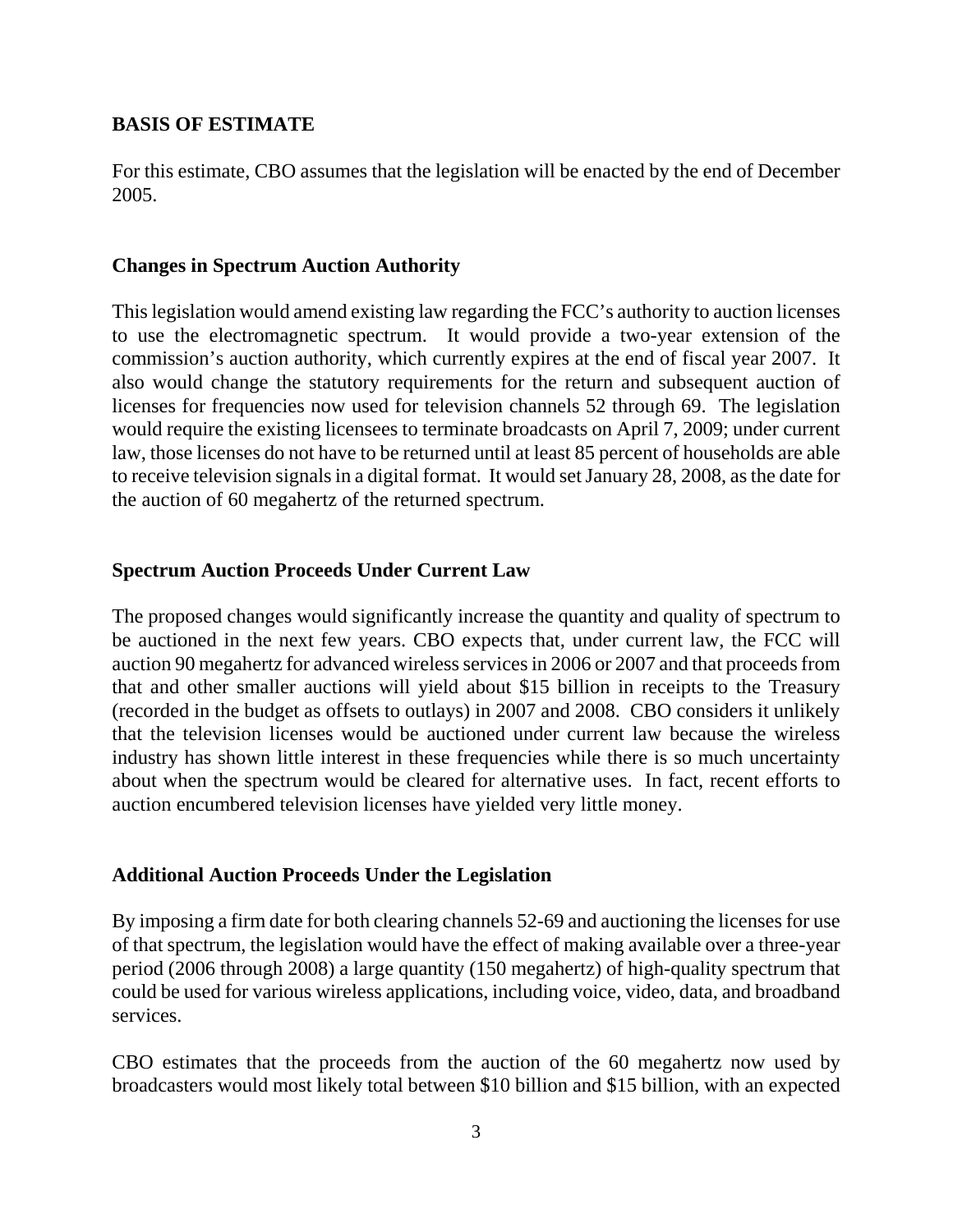## BASIS OF ESTIMATE

For this estimate, CBO assumes that the legislation will be enacted by the end of December 2005.

### Changes in Spectrum Auction Authority

This legislation would amend existing law regarding the FCC's authority to auction licenses to use the electromagnetic spectrum. It would provide a two-year extension of the commission's auction authority, which currently expires at the end of fiscal year 2007. It also would change the statutory requirements for the return and subsequent auction of licenses for frequencies now used for television channels 52 through 69. The legislation would require the existing licensees to terminate broadcasts on April 7, 2009; under current law, those licenses do not have to be returned until at least 85 percent of households are able to receive television signals in a digital format. It would set January 28, 2008, as the date for the auction of 60 megahertz of the returned spectrum.

### Spectrum Auction Proceeds Under Current Law

The proposed changes would significantly increase the quantity and quality of spectrum to be auctioned in the next few years. CBO expects that, under current law, the FCC will auction 90 megahertz for advanced wireless services in 2006 or 2007 and that proceeds from that and other smaller auctions will yield about $15 billion in receipts to the Treasury (recorded in the budget as offsets to outlays) in 2007 and 2008. CBO considers it unlikely that the television licenses would be auctioned under current law because the wireless industry has shown little interest in these frequencies while there is so much uncertainty about when the spectrum would be cleared for alternative uses. In fact, recent efforts to auction encumbered television licenses have yielded very little money.

### Additional Auction Proceeds Under the Legislation

By imposing a firm date for both clearing channels 52-69 and auctioning the licenses for use of that spectrum, the legislation would have the effect of making available over a three-year period (2006 through 2008) a large quantity (150 megahertz) of high-quality spectrum that could be used for various wireless applications, including voice, video, data, and broadband services.

CBO estimates that the proceeds from the auction of the 60 megahertz now used by broadcasters would most likely total between $10 billion and $15 billion, with an expected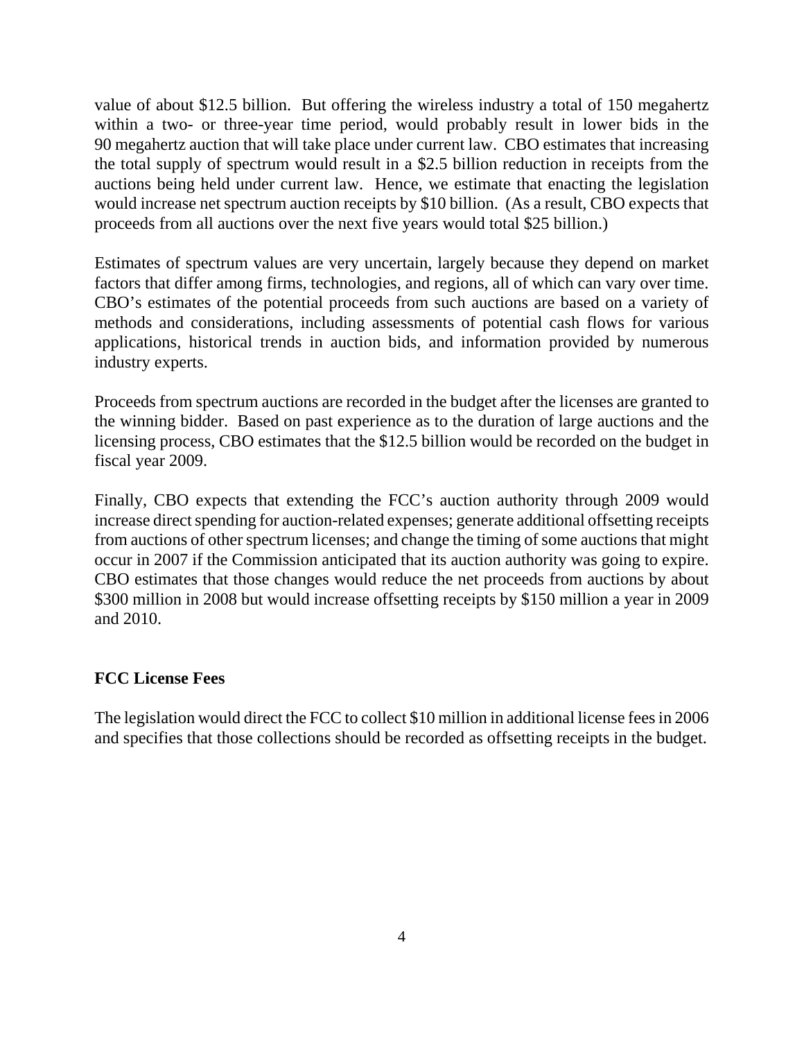value of about $12.5 billion. But offering the wireless industry a total of 150 megahertz within a two- or three-year time period, would probably result in lower bids in the 90 megahertz auction that will take place under current law. CBO estimates that increasing the total supply of spectrum would result in a $2.5 billion reduction in receipts from the auctions being held under current law. Hence, we estimate that enacting the legislation would increase net spectrum auction receipts by $10 billion. (As a result, CBO expects that proceeds from all auctions over the next five years would total $25 billion.)

Estimates of spectrum values are very uncertain, largely because they depend on market factors that differ among firms, technologies, and regions, all of which can vary over time. CBO's estimates of the potential proceeds from such auctions are based on a variety of methods and considerations, including assessments of potential cash flows for various applications, historical trends in auction bids, and information provided by numerous industry experts.

Proceeds from spectrum auctions are recorded in the budget after the licenses are granted to the winning bidder. Based on past experience as to the duration of large auctions and the licensing process, CBO estimates that the $12.5 billion would be recorded on the budget in fiscal year 2009.

Finally, CBO expects that extending the FCC's auction authority through 2009 would increase direct spending for auction-related expenses; generate additional offsetting receipts from auctions of other spectrum licenses; and change the timing of some auctions that might occur in 2007 if the Commission anticipated that its auction authority was going to expire. CBO estimates that those changes would reduce the net proceeds from auctions by about $300 million in 2008 but would increase offsetting receipts by $150 million a year in 2009 and 2010.

**FCC License Fees**

The legislation would direct the FCC to collect $10 million in additional license fees in 2006 and specifies that those collections should be recorded as offsetting receipts in the budget.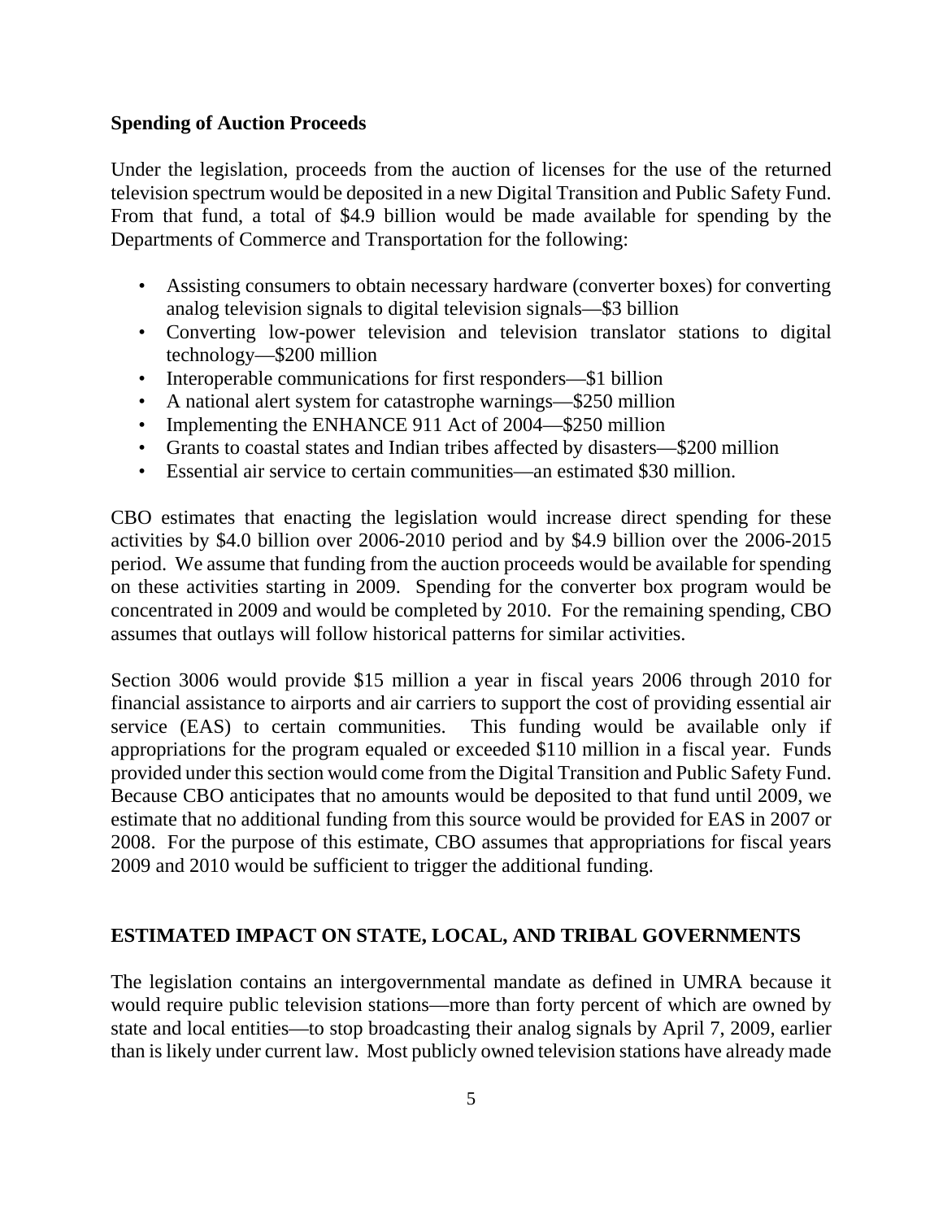**Spending of Auction Proceeds**

Under the legislation, proceeds from the auction of licenses for the use of the returned television spectrum would be deposited in a new Digital Transition and Public Safety Fund. From that fund, a total of $4.9 billion would be made available for spending by the Departments of Commerce and Transportation for the following:

- Assisting consumers to obtain necessary hardware (converter boxes) for converting analog television signals to digital television signals—$3 billion
- Converting low-power television and television translator stations to digital technology—$200 million
- Interoperable communications for first responders—$1 billion
- A national alert system for catastrophe warnings—$250 million
- Implementing the ENHANCE 911 Act of 2004—$250 million
- Grants to coastal states and Indian tribes affected by disasters—$200 million
- Essential air service to certain communities—an estimated $30 million.

CBO estimates that enacting the legislation would increase direct spending for these activities by $4.0 billion over 2006-2010 period and by $4.9 billion over the 2006-2015 period. We assume that funding from the auction proceeds would be available for spending on these activities starting in 2009. Spending for the converter box program would be concentrated in 2009 and would be completed by 2010. For the remaining spending, CBO assumes that outlays will follow historical patterns for similar activities.

Section 3006 would provide $15 million a year in fiscal years 2006 through 2010 for financial assistance to airports and air carriers to support the cost of providing essential air service (EAS) to certain communities. This funding would be available only if appropriations for the program equaled or exceeded $110 million in a fiscal year. Funds provided under this section would come from the Digital Transition and Public Safety Fund. Because CBO anticipates that no amounts would be deposited to that fund until 2009, we estimate that no additional funding from this source would be provided for EAS in 2007 or 2008. For the purpose of this estimate, CBO assumes that appropriations for fiscal years 2009 and 2010 would be sufficient to trigger the additional funding.

## ESTIMATED IMPACT ON STATE, LOCAL, AND TRIBAL GOVERNMENTS

The legislation contains an intergovernmental mandate as defined in UMRA because it would require public television stations—more than forty percent of which are owned by state and local entities—to stop broadcasting their analog signals by April 7, 2009, earlier than is likely under current law. Most publicly owned television stations have already made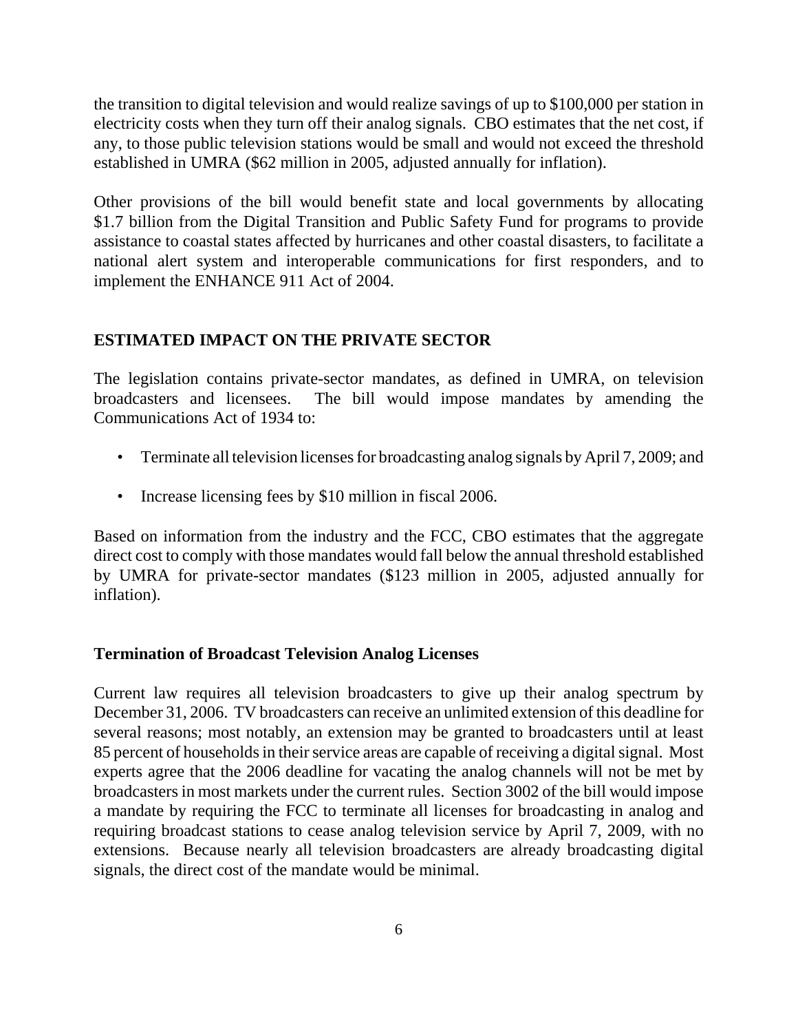the transition to digital television and would realize savings of up to $100,000 per station in electricity costs when they turn off their analog signals. CBO estimates that the net cost, if any, to those public television stations would be small and would not exceed the threshold established in UMRA ($62 million in 2005, adjusted annually for inflation).

Other provisions of the bill would benefit state and local governments by allocating $1.7 billion from the Digital Transition and Public Safety Fund for programs to provide assistance to coastal states affected by hurricanes and other coastal disasters, to facilitate a national alert system and interoperable communications for first responders, and to implement the ENHANCE 911 Act of 2004.

## ESTIMATED IMPACT ON THE PRIVATE SECTOR

The legislation contains private-sector mandates, as defined in UMRA, on television broadcasters and licensees. The bill would impose mandates by amending the Communications Act of 1934 to:

- Terminate all television licenses for broadcasting analog signals by April 7, 2009; and
- Increase licensing fees by $10 million in fiscal 2006.

Based on information from the industry and the FCC, CBO estimates that the aggregate direct cost to comply with those mandates would fall below the annual threshold established by UMRA for private-sector mandates ($123 million in 2005, adjusted annually for inflation).

### Termination of Broadcast Television Analog Licenses

Current law requires all television broadcasters to give up their analog spectrum by December 31, 2006. TV broadcasters can receive an unlimited extension of this deadline for several reasons; most notably, an extension may be granted to broadcasters until at least 85 percent of households in their service areas are capable of receiving a digital signal. Most experts agree that the 2006 deadline for vacating the analog channels will not be met by broadcasters in most markets under the current rules. Section 3002 of the bill would impose a mandate by requiring the FCC to terminate all licenses for broadcasting in analog and requiring broadcast stations to cease analog television service by April 7, 2009, with no extensions. Because nearly all television broadcasters are already broadcasting digital signals, the direct cost of the mandate would be minimal.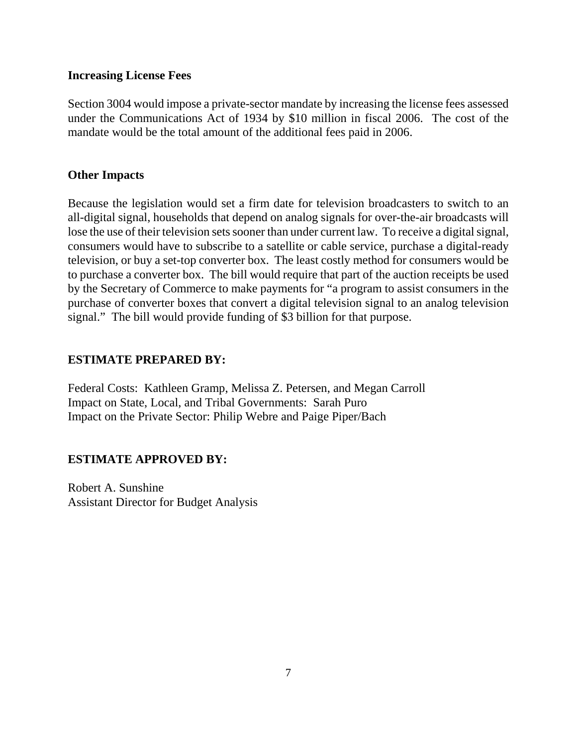**Increasing License Fees**

Section 3004 would impose a private-sector mandate by increasing the license fees assessed under the Communications Act of 1934 by $10 million in fiscal 2006. The cost of the mandate would be the total amount of the additional fees paid in 2006.

**Other Impacts**

Because the legislation would set a firm date for television broadcasters to switch to an all-digital signal, households that depend on analog signals for over-the-air broadcasts will lose the use of their television sets sooner than under current law. To receive a digital signal, consumers would have to subscribe to a satellite or cable service, purchase a digital-ready television, or buy a set-top converter box. The least costly method for consumers would be to purchase a converter box. The bill would require that part of the auction receipts be used by the Secretary of Commerce to make payments for "a program to assist consumers in the purchase of converter boxes that convert a digital television signal to an analog television signal." The bill would provide funding of $3 billion for that purpose.

**ESTIMATE PREPARED BY:**

Federal Costs: Kathleen Gramp, Melissa Z. Petersen, and Megan Carroll
Impact on State, Local, and Tribal Governments: Sarah Puro
Impact on the Private Sector: Philip Webre and Paige Piper/Bach

**ESTIMATE APPROVED BY:**

Robert A. Sunshine
Assistant Director for Budget Analysis